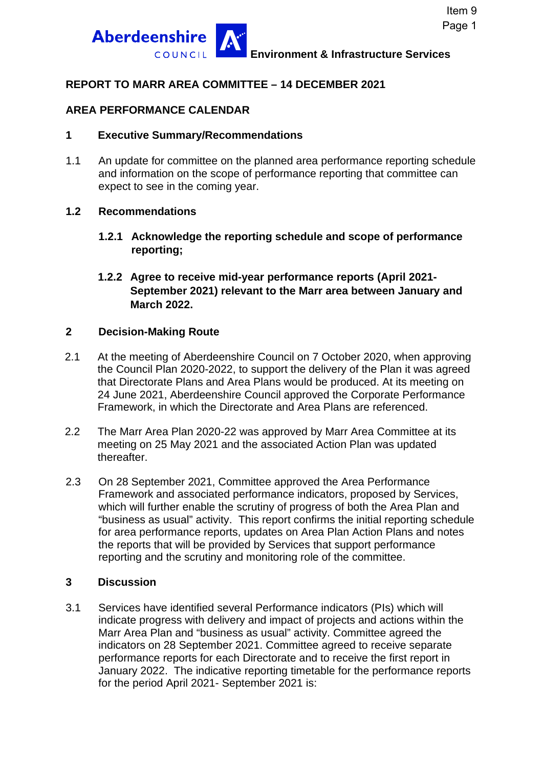Environment & Infrastructure Services

**REPORT TO MARR AREA COMMITTEE – 14 DECEMBER 2021**

**AREA PERFORMANCE CALENDAR**

## 1 Executive Summary/Recommendations

1.1 An update for committee on the planned area performance reporting schedule and information on the scope of performance reporting that committee can expect to see in the coming year.

### 1.2 Recommendations

**1.2.1 Acknowledge the reporting schedule and scope of performance reporting;**

**1.2.2 Agree to receive mid-year performance reports (April 2021-September 2021) relevant to the Marr area between January and March 2022.**

## 2 Decision-Making Route

2.1 At the meeting of Aberdeenshire Council on 7 October 2020, when approving the Council Plan 2020-2022, to support the delivery of the Plan it was agreed that Directorate Plans and Area Plans would be produced. At its meeting on 24 June 2021, Aberdeenshire Council approved the Corporate Performance Framework, in which the Directorate and Area Plans are referenced.

2.2 The Marr Area Plan 2020-22 was approved by Marr Area Committee at its meeting on 25 May 2021 and the associated Action Plan was updated thereafter.

2.3 On 28 September 2021, Committee approved the Area Performance Framework and associated performance indicators, proposed by Services, which will further enable the scrutiny of progress of both the Area Plan and "business as usual" activity. This report confirms the initial reporting schedule for area performance reports, updates on Area Plan Action Plans and notes the reports that will be provided by Services that support performance reporting and the scrutiny and monitoring role of the committee.

## 3 Discussion

3.1 Services have identified several Performance indicators (PIs) which will indicate progress with delivery and impact of projects and actions within the Marr Area Plan and "business as usual" activity. Committee agreed the indicators on 28 September 2021. Committee agreed to receive separate performance reports for each Directorate and to receive the first report in January 2022. The indicative reporting timetable for the performance reports for the period April 2021- September 2021 is: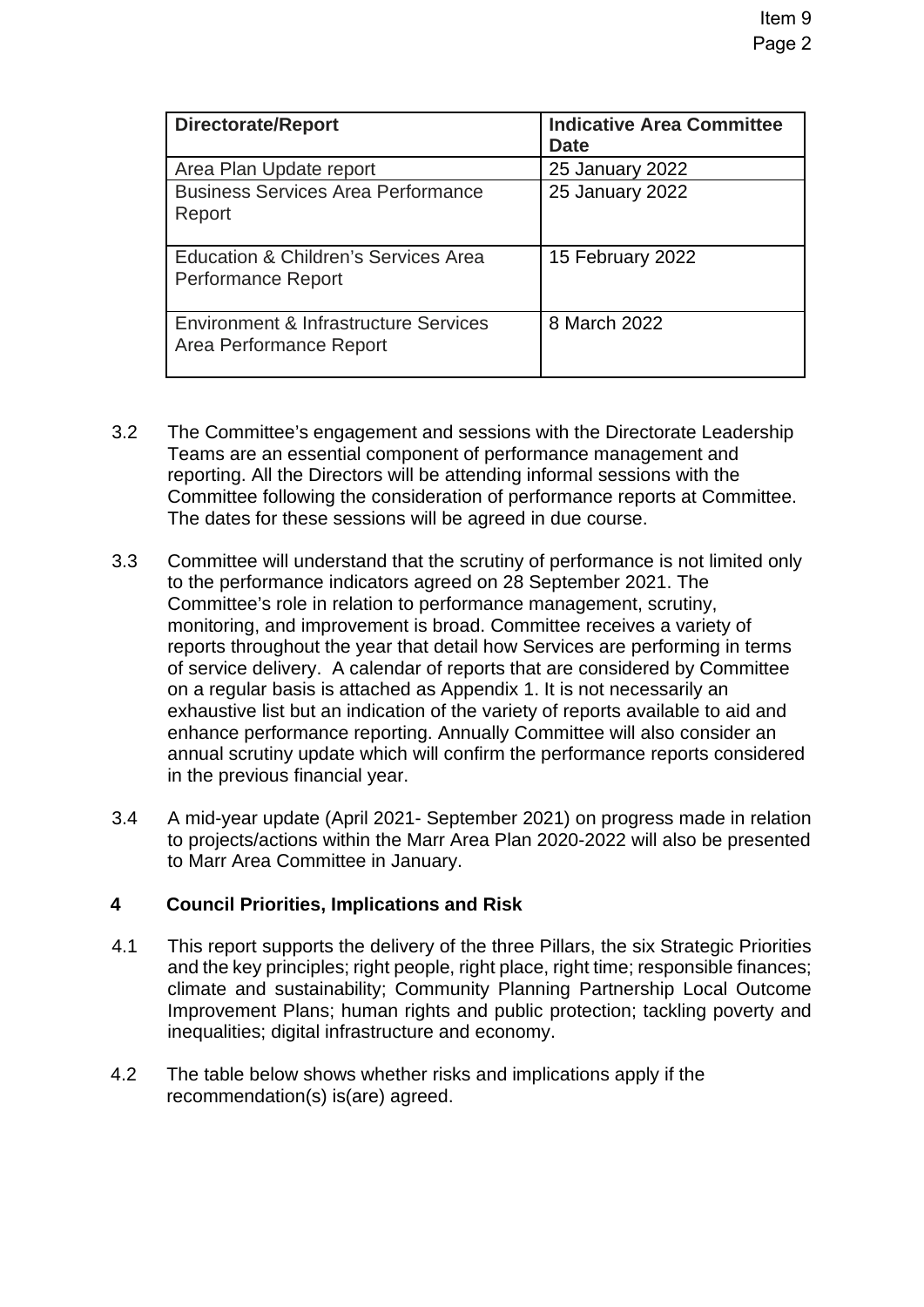| Directorate/Report | Indicative Area Committee Date |
| --- | --- |
| Area Plan Update report | 25 January 2022 |
| Business Services Area Performance Report | 25 January 2022 |
| Education & Children's Services Area Performance Report | 15 February 2022 |
| Environment & Infrastructure Services Area Performance Report | 8 March 2022 |

3.2 The Committee's engagement and sessions with the Directorate Leadership Teams are an essential component of performance management and reporting. All the Directors will be attending informal sessions with the Committee following the consideration of performance reports at Committee. The dates for these sessions will be agreed in due course.

3.3 Committee will understand that the scrutiny of performance is not limited only to the performance indicators agreed on 28 September 2021. The Committee's role in relation to performance management, scrutiny, monitoring, and improvement is broad. Committee receives a variety of reports throughout the year that detail how Services are performing in terms of service delivery. A calendar of reports that are considered by Committee on a regular basis is attached as Appendix 1. It is not necessarily an exhaustive list but an indication of the variety of reports available to aid and enhance performance reporting. Annually Committee will also consider an annual scrutiny update which will confirm the performance reports considered in the previous financial year.

3.4 A mid-year update (April 2021- September 2021) on progress made in relation to projects/actions within the Marr Area Plan 2020-2022 will also be presented to Marr Area Committee in January.

## 4 Council Priorities, Implications and Risk

4.1 This report supports the delivery of the three Pillars, the six Strategic Priorities and the key principles; right people, right place, right time; responsible finances; climate and sustainability; Community Planning Partnership Local Outcome Improvement Plans; human rights and public protection; tackling poverty and inequalities; digital infrastructure and economy.

4.2 The table below shows whether risks and implications apply if the recommendation(s) is(are) agreed.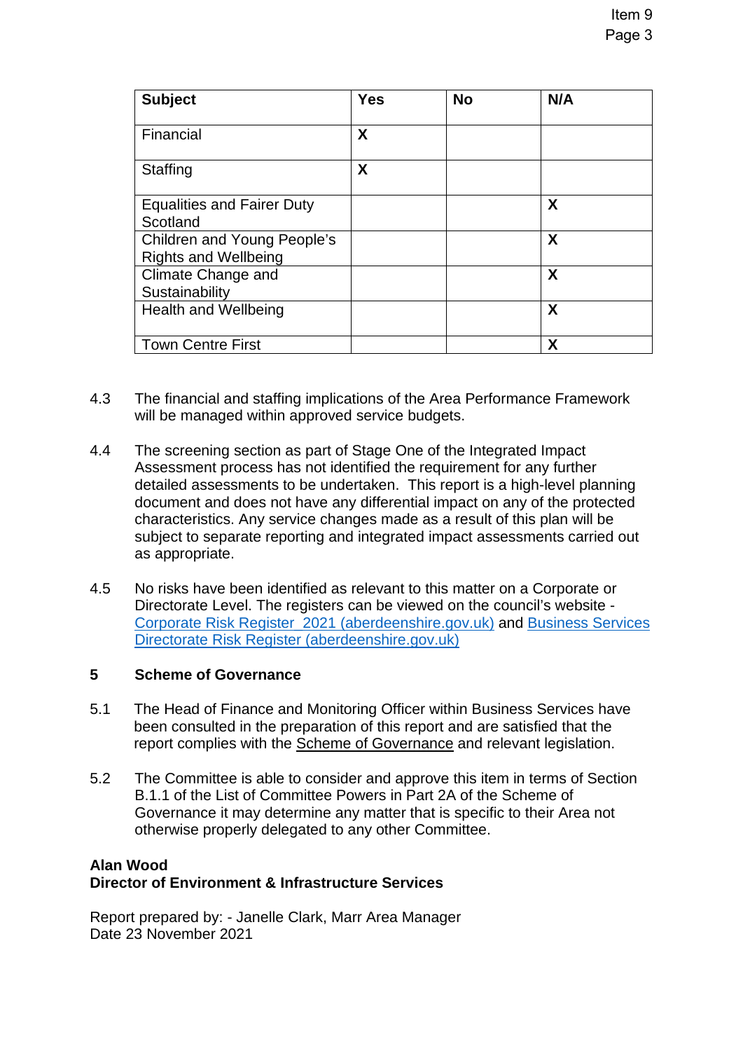| Subject | Yes | No | N/A |
|---|---|---|---|
| Financial | X | | |
| Staffing | X | | |
| Equalities and Fairer Duty Scotland | | | X |
| Children and Young People's Rights and Wellbeing | | | X |
| Climate Change and Sustainability | | | X |
| Health and Wellbeing | | | X |
| Town Centre First | | | X |

4.3 The financial and staffing implications of the Area Performance Framework will be managed within approved service budgets.

4.4 The screening section as part of Stage One of the Integrated Impact Assessment process has not identified the requirement for any further detailed assessments to be undertaken. This report is a high-level planning document and does not have any differential impact on any of the protected characteristics. Any service changes made as a result of this plan will be subject to separate reporting and integrated impact assessments carried out as appropriate.

4.5 No risks have been identified as relevant to this matter on a Corporate or Directorate Level. The registers can be viewed on the council's website - Corporate Risk Register_2021 (aberdeenshire.gov.uk) and Business Services Directorate Risk Register (aberdeenshire.gov.uk)

## 5 Scheme of Governance

5.1 The Head of Finance and Monitoring Officer within Business Services have been consulted in the preparation of this report and are satisfied that the report complies with the Scheme of Governance and relevant legislation.

5.2 The Committee is able to consider and approve this item in terms of Section B.1.1 of the List of Committee Powers in Part 2A of the Scheme of Governance it may determine any matter that is specific to their Area not otherwise properly delegated to any other Committee.

**Alan Wood**
**Director of Environment & Infrastructure Services**

Report prepared by: - Janelle Clark, Marr Area Manager
Date 23 November 2021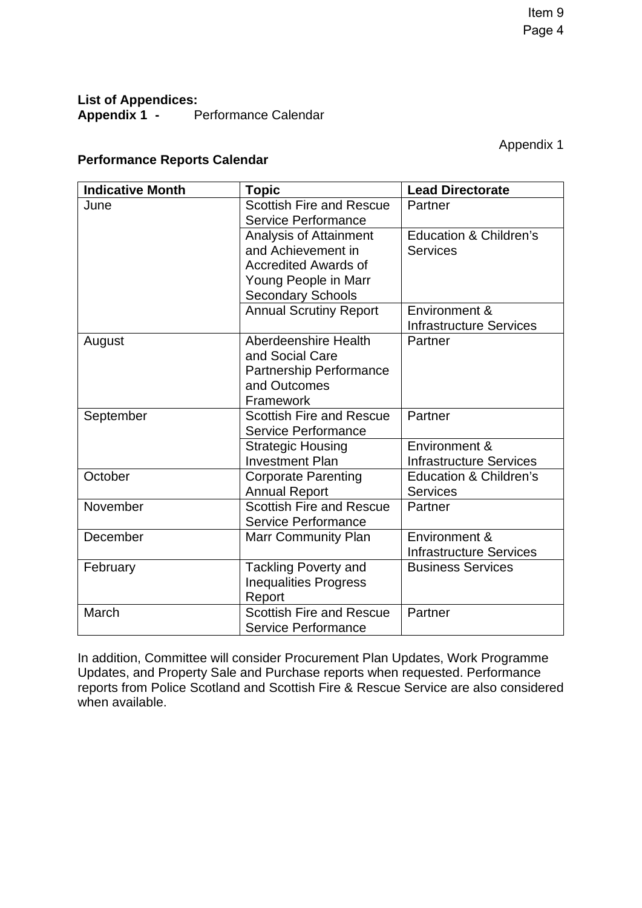**List of Appendices:**
**Appendix 1 -** Performance Calendar

Appendix 1

**Performance Reports Calendar**

| Indicative Month | Topic | Lead Directorate |
|---|---|---|
| June | Scottish Fire and Rescue Service Performance | Partner |
| | Analysis of Attainment and Achievement in Accredited Awards of Young People in Marr Secondary Schools | Education & Children's Services |
| | Annual Scrutiny Report | Environment & Infrastructure Services |
| August | Aberdeenshire Health and Social Care Partnership Performance and Outcomes Framework | Partner |
| September | Scottish Fire and Rescue Service Performance | Partner |
| | Strategic Housing Investment Plan | Environment & Infrastructure Services |
| October | Corporate Parenting Annual Report | Education & Children's Services |
| November | Scottish Fire and Rescue Service Performance | Partner |
| December | Marr Community Plan | Environment & Infrastructure Services |
| February | Tackling Poverty and Inequalities Progress Report | Business Services |
| March | Scottish Fire and Rescue Service Performance | Partner |

In addition, Committee will consider Procurement Plan Updates, Work Programme Updates, and Property Sale and Purchase reports when requested. Performance reports from Police Scotland and Scottish Fire & Rescue Service are also considered when available.